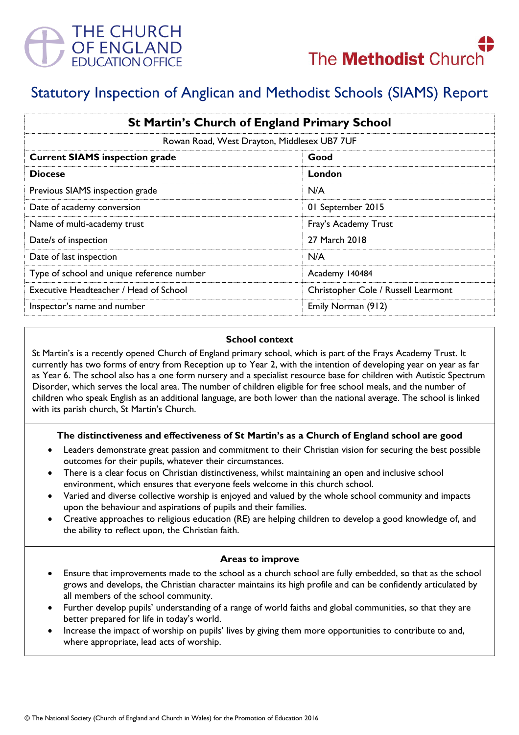THE CHURCH OF ENGLAND EDUCATION OFFICE

The Methodist Church

# Statutory Inspection of Anglican and Methodist Schools (SIAMS) Report

| St Martin's Church of England Primary School | |
|---|---|
| Rowan Road, West Drayton, Middlesex UB7 7UF | |
| **Current SIAMS inspection grade** | **Good** |
| **Diocese** | **London** |
| Previous SIAMS inspection grade | N/A |
| Date of academy conversion | 01 September 2015 |
| Name of multi-academy trust | Fray's Academy Trust |
| Date/s of inspection | 27 March 2018 |
| Date of last inspection | N/A |
| Type of school and unique reference number | Academy 140484 |
| Executive Headteacher / Head of School | Christopher Cole / Russell Learmont |
| Inspector's name and number | Emily Norman (912) |

### School context

St Martin's is a recently opened Church of England primary school, which is part of the Frays Academy Trust. It currently has two forms of entry from Reception up to Year 2, with the intention of developing year on year as far as Year 6. The school also has a one form nursery and a specialist resource base for children with Autistic Spectrum Disorder, which serves the local area. The number of children eligible for free school meals, and the number of children who speak English as an additional language, are both lower than the national average. The school is linked with its parish church, St Martin's Church.

### The distinctiveness and effectiveness of St Martin's as a Church of England school are good

- Leaders demonstrate great passion and commitment to their Christian vision for securing the best possible outcomes for their pupils, whatever their circumstances.
- There is a clear focus on Christian distinctiveness, whilst maintaining an open and inclusive school environment, which ensures that everyone feels welcome in this church school.
- Varied and diverse collective worship is enjoyed and valued by the whole school community and impacts upon the behaviour and aspirations of pupils and their families.
- Creative approaches to religious education (RE) are helping children to develop a good knowledge of, and the ability to reflect upon, the Christian faith.

### Areas to improve

- Ensure that improvements made to the school as a church school are fully embedded, so that as the school grows and develops, the Christian character maintains its high profile and can be confidently articulated by all members of the school community.
- Further develop pupils' understanding of a range of world faiths and global communities, so that they are better prepared for life in today's world.
- Increase the impact of worship on pupils' lives by giving them more opportunities to contribute to and, where appropriate, lead acts of worship.

© The National Society (Church of England and Church in Wales) for the Promotion of Education 2016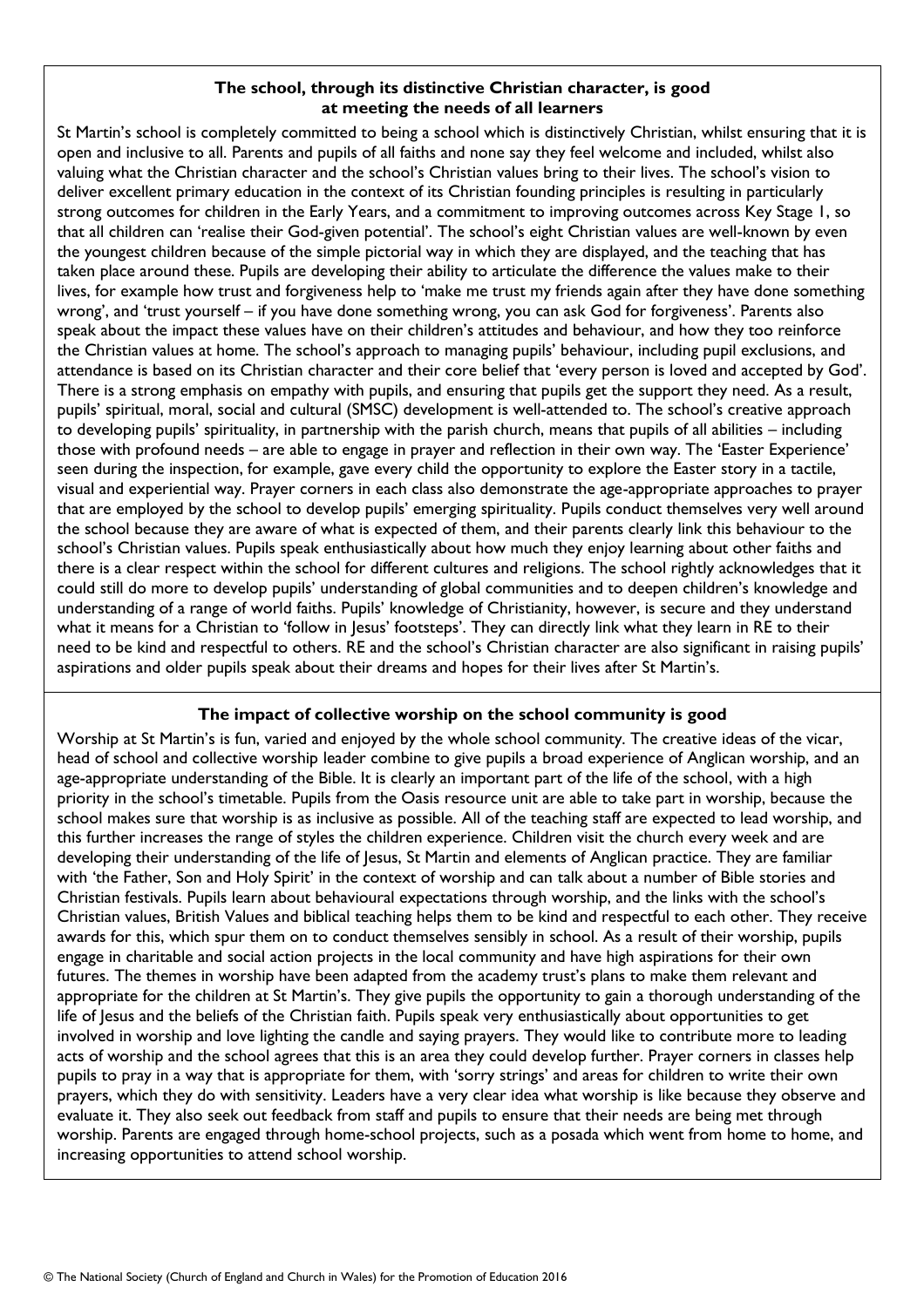**The school, through its distinctive Christian character, is good at meeting the needs of all learners**

St Martin's school is completely committed to being a school which is distinctively Christian, whilst ensuring that it is open and inclusive to all. Parents and pupils of all faiths and none say they feel welcome and included, whilst also valuing what the Christian character and the school's Christian values bring to their lives. The school's vision to deliver excellent primary education in the context of its Christian founding principles is resulting in particularly strong outcomes for children in the Early Years, and a commitment to improving outcomes across Key Stage 1, so that all children can 'realise their God-given potential'. The school's eight Christian values are well-known by even the youngest children because of the simple pictorial way in which they are displayed, and the teaching that has taken place around these. Pupils are developing their ability to articulate the difference the values make to their lives, for example how trust and forgiveness help to 'make me trust my friends again after they have done something wrong', and 'trust yourself – if you have done something wrong, you can ask God for forgiveness'. Parents also speak about the impact these values have on their children's attitudes and behaviour, and how they too reinforce the Christian values at home. The school's approach to managing pupils' behaviour, including pupil exclusions, and attendance is based on its Christian character and their core belief that 'every person is loved and accepted by God'. There is a strong emphasis on empathy with pupils, and ensuring that pupils get the support they need. As a result, pupils' spiritual, moral, social and cultural (SMSC) development is well-attended to. The school's creative approach to developing pupils' spirituality, in partnership with the parish church, means that pupils of all abilities – including those with profound needs – are able to engage in prayer and reflection in their own way. The 'Easter Experience' seen during the inspection, for example, gave every child the opportunity to explore the Easter story in a tactile, visual and experiential way. Prayer corners in each class also demonstrate the age-appropriate approaches to prayer that are employed by the school to develop pupils' emerging spirituality. Pupils conduct themselves very well around the school because they are aware of what is expected of them, and their parents clearly link this behaviour to the school's Christian values. Pupils speak enthusiastically about how much they enjoy learning about other faiths and there is a clear respect within the school for different cultures and religions. The school rightly acknowledges that it could still do more to develop pupils' understanding of global communities and to deepen children's knowledge and understanding of a range of world faiths. Pupils' knowledge of Christianity, however, is secure and they understand what it means for a Christian to 'follow in Jesus' footsteps'. They can directly link what they learn in RE to their need to be kind and respectful to others. RE and the school's Christian character are also significant in raising pupils' aspirations and older pupils speak about their dreams and hopes for their lives after St Martin's.

**The impact of collective worship on the school community is good**

Worship at St Martin's is fun, varied and enjoyed by the whole school community. The creative ideas of the vicar, head of school and collective worship leader combine to give pupils a broad experience of Anglican worship, and an age-appropriate understanding of the Bible. It is clearly an important part of the life of the school, with a high priority in the school's timetable. Pupils from the Oasis resource unit are able to take part in worship, because the school makes sure that worship is as inclusive as possible. All of the teaching staff are expected to lead worship, and this further increases the range of styles the children experience. Children visit the church every week and are developing their understanding of the life of Jesus, St Martin and elements of Anglican practice. They are familiar with 'the Father, Son and Holy Spirit' in the context of worship and can talk about a number of Bible stories and Christian festivals. Pupils learn about behavioural expectations through worship, and the links with the school's Christian values, British Values and biblical teaching helps them to be kind and respectful to each other. They receive awards for this, which spur them on to conduct themselves sensibly in school. As a result of their worship, pupils engage in charitable and social action projects in the local community and have high aspirations for their own futures. The themes in worship have been adapted from the academy trust's plans to make them relevant and appropriate for the children at St Martin's. They give pupils the opportunity to gain a thorough understanding of the life of Jesus and the beliefs of the Christian faith. Pupils speak very enthusiastically about opportunities to get involved in worship and love lighting the candle and saying prayers. They would like to contribute more to leading acts of worship and the school agrees that this is an area they could develop further. Prayer corners in classes help pupils to pray in a way that is appropriate for them, with 'sorry strings' and areas for children to write their own prayers, which they do with sensitivity. Leaders have a very clear idea what worship is like because they observe and evaluate it. They also seek out feedback from staff and pupils to ensure that their needs are being met through worship. Parents are engaged through home-school projects, such as a posada which went from home to home, and increasing opportunities to attend school worship.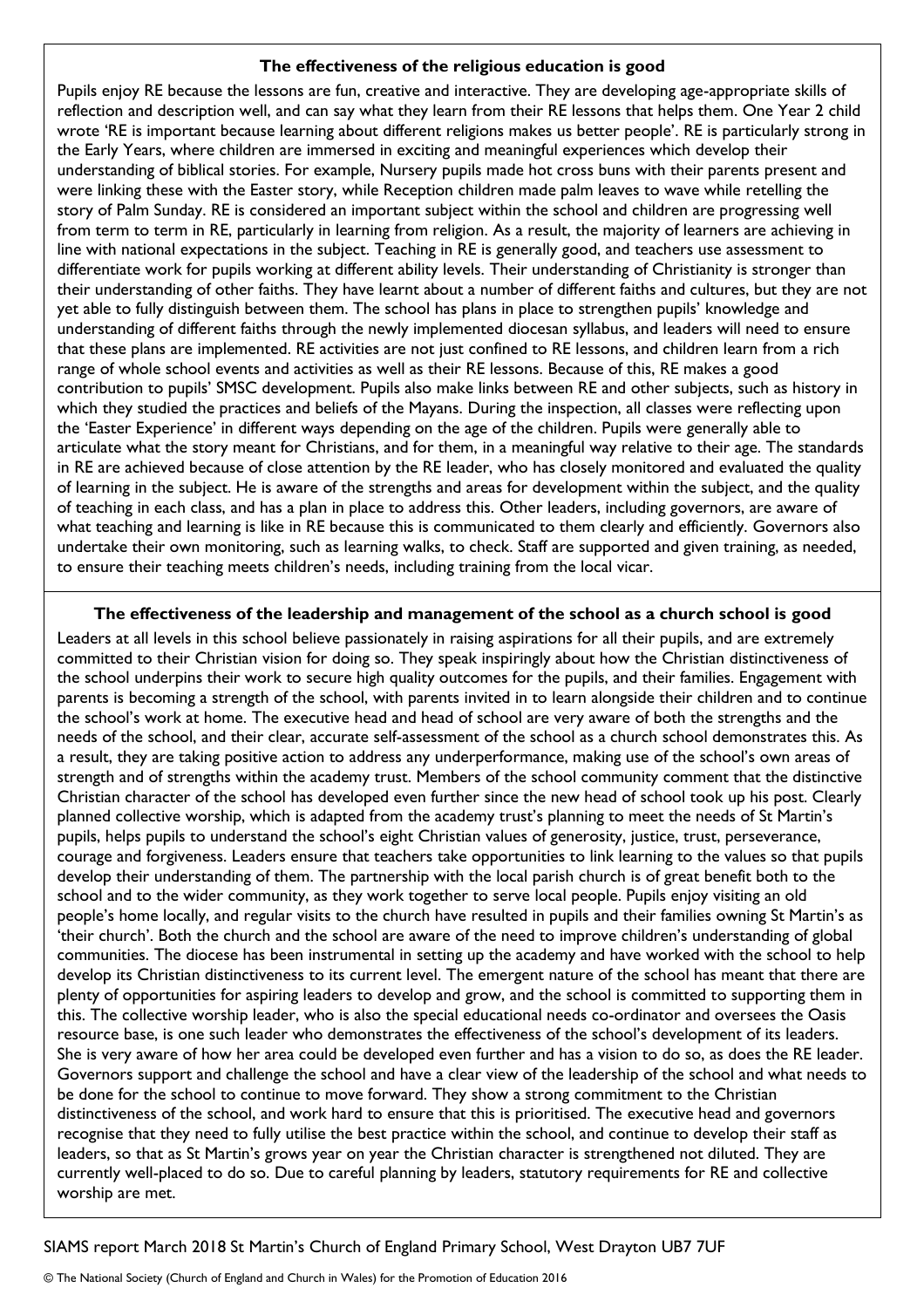### The effectiveness of the religious education is good

Pupils enjoy RE because the lessons are fun, creative and interactive. They are developing age-appropriate skills of reflection and description well, and can say what they learn from their RE lessons that helps them. One Year 2 child wrote 'RE is important because learning about different religions makes us better people'. RE is particularly strong in the Early Years, where children are immersed in exciting and meaningful experiences which develop their understanding of biblical stories. For example, Nursery pupils made hot cross buns with their parents present and were linking these with the Easter story, while Reception children made palm leaves to wave while retelling the story of Palm Sunday. RE is considered an important subject within the school and children are progressing well from term to term in RE, particularly in learning from religion. As a result, the majority of learners are achieving in line with national expectations in the subject. Teaching in RE is generally good, and teachers use assessment to differentiate work for pupils working at different ability levels. Their understanding of Christianity is stronger than their understanding of other faiths. They have learnt about a number of different faiths and cultures, but they are not yet able to fully distinguish between them. The school has plans in place to strengthen pupils' knowledge and understanding of different faiths through the newly implemented diocesan syllabus, and leaders will need to ensure that these plans are implemented. RE activities are not just confined to RE lessons, and children learn from a rich range of whole school events and activities as well as their RE lessons. Because of this, RE makes a good contribution to pupils' SMSC development. Pupils also make links between RE and other subjects, such as history in which they studied the practices and beliefs of the Mayans. During the inspection, all classes were reflecting upon the 'Easter Experience' in different ways depending on the age of the children. Pupils were generally able to articulate what the story meant for Christians, and for them, in a meaningful way relative to their age. The standards in RE are achieved because of close attention by the RE leader, who has closely monitored and evaluated the quality of learning in the subject. He is aware of the strengths and areas for development within the subject, and the quality of teaching in each class, and has a plan in place to address this. Other leaders, including governors, are aware of what teaching and learning is like in RE because this is communicated to them clearly and efficiently. Governors also undertake their own monitoring, such as learning walks, to check. Staff are supported and given training, as needed, to ensure their teaching meets children's needs, including training from the local vicar.

### The effectiveness of the leadership and management of the school as a church school is good

Leaders at all levels in this school believe passionately in raising aspirations for all their pupils, and are extremely committed to their Christian vision for doing so. They speak inspiringly about how the Christian distinctiveness of the school underpins their work to secure high quality outcomes for the pupils, and their families. Engagement with parents is becoming a strength of the school, with parents invited in to learn alongside their children and to continue the school's work at home. The executive head and head of school are very aware of both the strengths and the needs of the school, and their clear, accurate self-assessment of the school as a church school demonstrates this. As a result, they are taking positive action to address any underperformance, making use of the school's own areas of strength and of strengths within the academy trust. Members of the school community comment that the distinctive Christian character of the school has developed even further since the new head of school took up his post. Clearly planned collective worship, which is adapted from the academy trust's planning to meet the needs of St Martin's pupils, helps pupils to understand the school's eight Christian values of generosity, justice, trust, perseverance, courage and forgiveness. Leaders ensure that teachers take opportunities to link learning to the values so that pupils develop their understanding of them. The partnership with the local parish church is of great benefit both to the school and to the wider community, as they work together to serve local people. Pupils enjoy visiting an old people's home locally, and regular visits to the church have resulted in pupils and their families owning St Martin's as 'their church'. Both the church and the school are aware of the need to improve children's understanding of global communities. The diocese has been instrumental in setting up the academy and have worked with the school to help develop its Christian distinctiveness to its current level. The emergent nature of the school has meant that there are plenty of opportunities for aspiring leaders to develop and grow, and the school is committed to supporting them in this. The collective worship leader, who is also the special educational needs co-ordinator and oversees the Oasis resource base, is one such leader who demonstrates the effectiveness of the school's development of its leaders. She is very aware of how her area could be developed even further and has a vision to do so, as does the RE leader. Governors support and challenge the school and have a clear view of the leadership of the school and what needs to be done for the school to continue to move forward. They show a strong commitment to the Christian distinctiveness of the school, and work hard to ensure that this is prioritised. The executive head and governors recognise that they need to fully utilise the best practice within the school, and continue to develop their staff as leaders, so that as St Martin's grows year on year the Christian character is strengthened not diluted. They are currently well-placed to do so. Due to careful planning by leaders, statutory requirements for RE and collective worship are met.

SIAMS report March 2018 St Martin's Church of England Primary School, West Drayton UB7 7UF